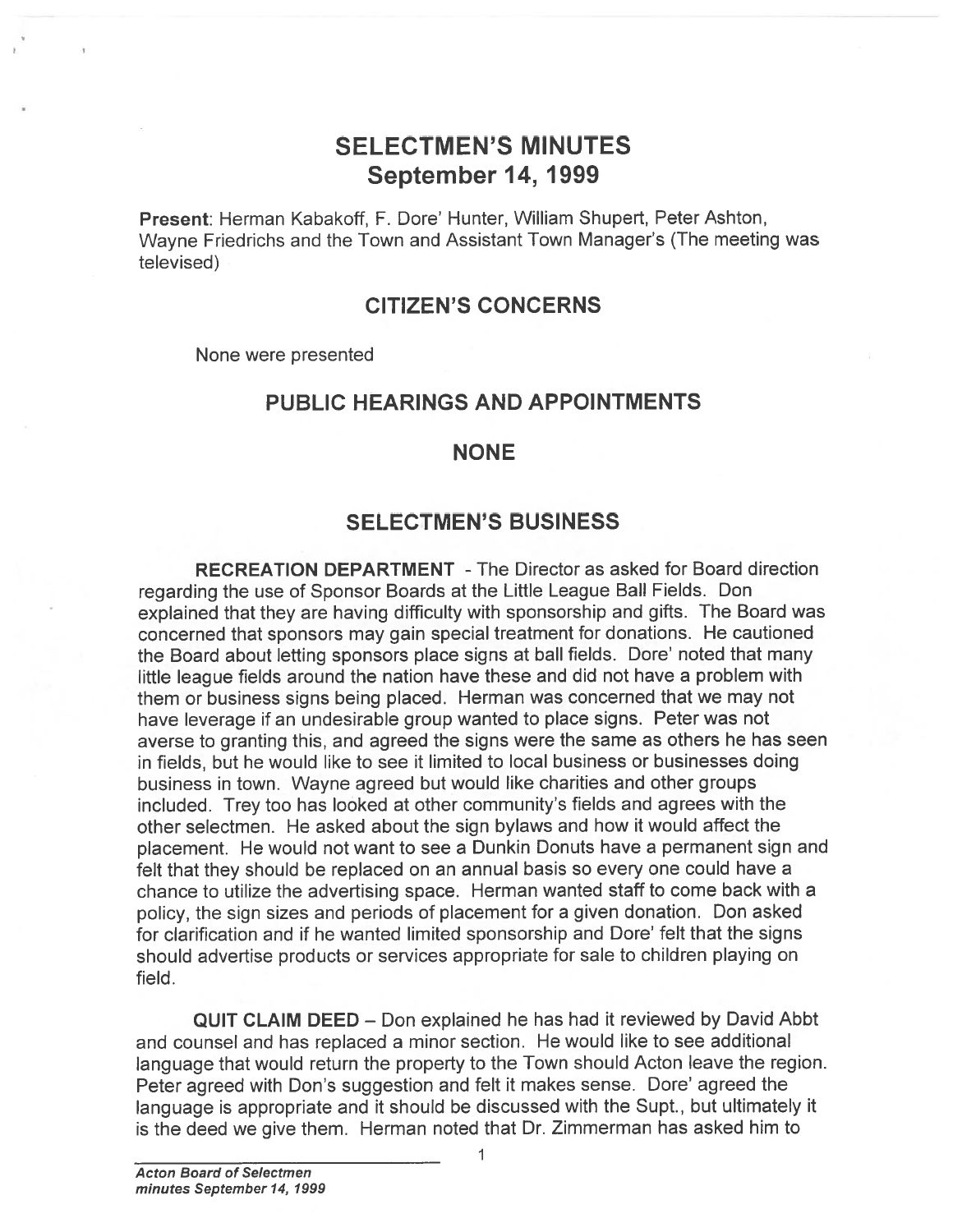# SELECTMEN'S MINUTES
## September 14, 1999

**Present**: Herman Kabakoff, F. Dore' Hunter, William Shupert, Peter Ashton, Wayne Friedrichs and the Town and Assistant Town Manager's (The meeting was televised)

## CITIZEN'S CONCERNS

None were presented

## PUBLIC HEARINGS AND APPOINTMENTS

## NONE

## SELECTMEN'S BUSINESS

**RECREATION DEPARTMENT** - The Director as asked for Board direction regarding the use of Sponsor Boards at the Little League Ball Fields. Don explained that they are having difficulty with sponsorship and gifts. The Board was concerned that sponsors may gain special treatment for donations. He cautioned the Board about letting sponsors place signs at ball fields. Dore' noted that many little league fields around the nation have these and did not have a problem with them or business signs being placed. Herman was concerned that we may not have leverage if an undesirable group wanted to place signs. Peter was not averse to granting this, and agreed the signs were the same as others he has seen in fields, but he would like to see it limited to local business or businesses doing business in town. Wayne agreed but would like charities and other groups included. Trey too has looked at other community's fields and agrees with the other selectmen. He asked about the sign bylaws and how it would affect the placement. He would not want to see a Dunkin Donuts have a permanent sign and felt that they should be replaced on an annual basis so every one could have a chance to utilize the advertising space. Herman wanted staff to come back with a policy, the sign sizes and periods of placement for a given donation. Don asked for clarification and if he wanted limited sponsorship and Dore' felt that the signs should advertise products or services appropriate for sale to children playing on field.

**QUIT CLAIM DEED** – Don explained he has had it reviewed by David Abbt and counsel and has replaced a minor section. He would like to see additional language that would return the property to the Town should Acton leave the region. Peter agreed with Don's suggestion and felt it makes sense. Dore' agreed the language is appropriate and it should be discussed with the Supt., but ultimately it is the deed we give them. Herman noted that Dr. Zimmerman has asked him to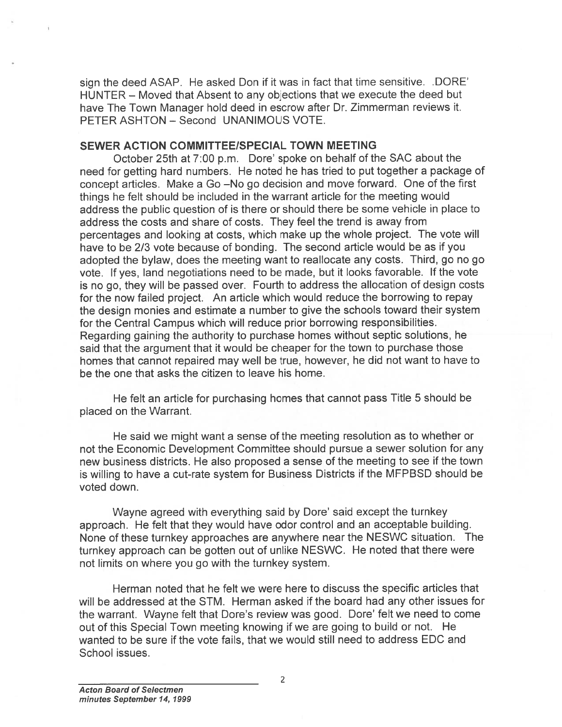sign the deed ASAP. He asked Don if it was in fact that time sensitive. .DORE' HUNTER – Moved that Absent to any objections that we execute the deed but have The Town Manager hold deed in escrow after Dr. Zimmerman reviews it. PETER ASHTON – Second UNANIMOUS VOTE.

## SEWER ACTION COMMITTEE/SPECIAL TOWN MEETING

October 25th at 7:00 p.m. Dore' spoke on behalf of the SAC about the need for getting hard numbers. He noted he has tried to put together a package of concept articles. Make a Go –No go decision and move forward. One of the first things he felt should be included in the warrant article for the meeting would address the public question of is there or should there be some vehicle in place to address the costs and share of costs. They feel the trend is away from percentages and looking at costs, which make up the whole project. The vote will have to be 2/3 vote because of bonding. The second article would be as if you adopted the bylaw, does the meeting want to reallocate any costs. Third, go no go vote. If yes, land negotiations need to be made, but it looks favorable. If the vote is no go, they will be passed over. Fourth to address the allocation of design costs for the now failed project. An article which would reduce the borrowing to repay the design monies and estimate a number to give the schools toward their system for the Central Campus which will reduce prior borrowing responsibilities. Regarding gaining the authority to purchase homes without septic solutions, he said that the argument that it would be cheaper for the town to purchase those homes that cannot repaired may well be true, however, he did not want to have to be the one that asks the citizen to leave his home.

He felt an article for purchasing homes that cannot pass Title 5 should be placed on the Warrant.

He said we might want a sense of the meeting resolution as to whether or not the Economic Development Committee should pursue a sewer solution for any new business districts. He also proposed a sense of the meeting to see if the town is willing to have a cut-rate system for Business Districts if the MFPBSD should be voted down.

Wayne agreed with everything said by Dore' said except the turnkey approach. He felt that they would have odor control and an acceptable building. None of these turnkey approaches are anywhere near the NESWC situation. The turnkey approach can be gotten out of unlike NESWC. He noted that there were not limits on where you go with the turnkey system.

Herman noted that he felt we were here to discuss the specific articles that will be addressed at the STM. Herman asked if the board had any other issues for the warrant. Wayne felt that Dore's review was good. Dore' felt we need to come out of this Special Town meeting knowing if we are going to build or not. He wanted to be sure if the vote fails, that we would still need to address EDC and School issues.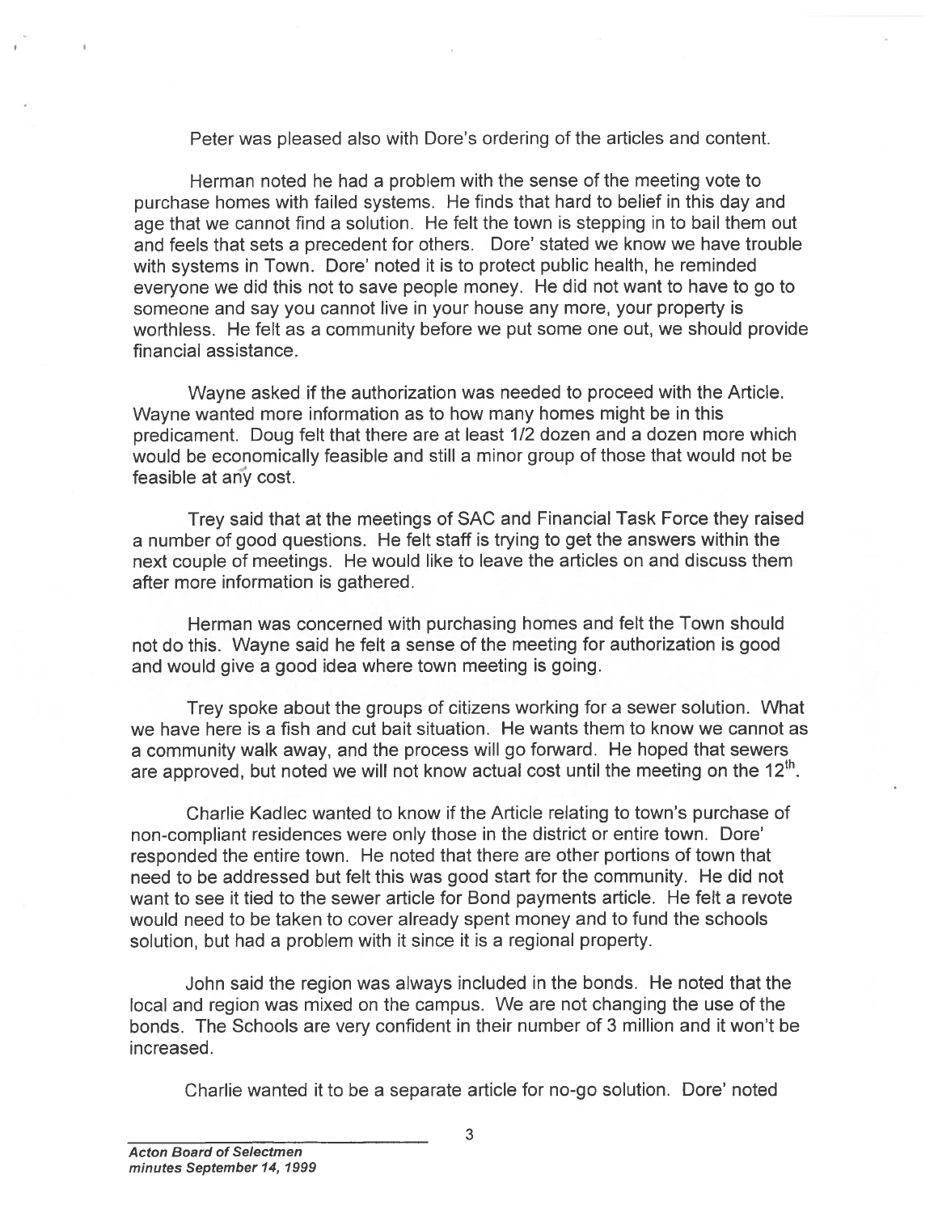Peter was pleased also with Dore's ordering of the articles and content.

Herman noted he had a problem with the sense of the meeting vote to purchase homes with failed systems. He finds that hard to belief in this day and age that we cannot find a solution. He felt the town is stepping in to bail them out and feels that sets a precedent for others. Dore' stated we know we have trouble with systems in Town. Dore' noted it is to protect public health, he reminded everyone we did this not to save people money. He did not want to have to go to someone and say you cannot live in your house any more, your property is worthless. He felt as a community before we put some one out, we should provide financial assistance.

Wayne asked if the authorization was needed to proceed with the Article. Wayne wanted more information as to how many homes might be in this predicament. Doug felt that there are at least 1/2 dozen and a dozen more which would be economically feasible and still a minor group of those that would not be feasible at any cost.

Trey said that at the meetings of SAC and Financial Task Force they raised a number of good questions. He felt staff is trying to get the answers within the next couple of meetings. He would like to leave the articles on and discuss them after more information is gathered.

Herman was concerned with purchasing homes and felt the Town should not do this. Wayne said he felt a sense of the meeting for authorization is good and would give a good idea where town meeting is going.

Trey spoke about the groups of citizens working for a sewer solution. What we have here is a fish and cut bait situation. He wants them to know we cannot as a community walk away, and the process will go forward. He hoped that sewers are approved, but noted we will not know actual cost until the meeting on the 12th.

Charlie Kadlec wanted to know if the Article relating to town's purchase of non-compliant residences were only those in the district or entire town. Dore' responded the entire town. He noted that there are other portions of town that need to be addressed but felt this was good start for the community. He did not want to see it tied to the sewer article for Bond payments article. He felt a revote would need to be taken to cover already spent money and to fund the schools solution, but had a problem with it since it is a regional property.

John said the region was always included in the bonds. He noted that the local and region was mixed on the campus. We are not changing the use of the bonds. The Schools are very confident in their number of 3 million and it won't be increased.

Charlie wanted it to be a separate article for no-go solution. Dore' noted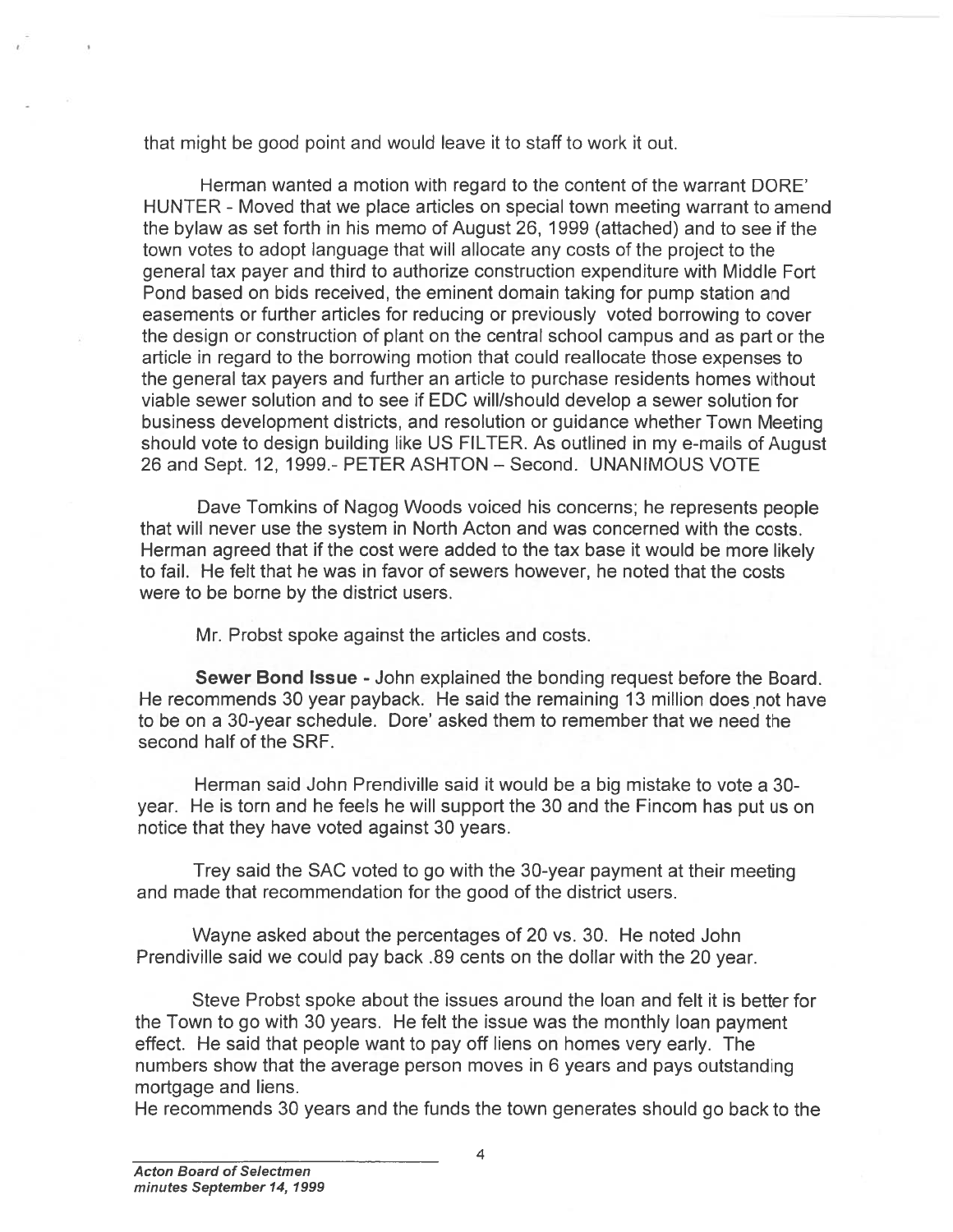that might be good point and would leave it to staff to work it out.

Herman wanted a motion with regard to the content of the warrant DORE' HUNTER - Moved that we place articles on special town meeting warrant to amend the bylaw as set forth in his memo of August 26, 1999 (attached) and to see if the town votes to adopt language that will allocate any costs of the project to the general tax payer and third to authorize construction expenditure with Middle Fort Pond based on bids received, the eminent domain taking for pump station and easements or further articles for reducing or previously voted borrowing to cover the design or construction of plant on the central school campus and as part or the article in regard to the borrowing motion that could reallocate those expenses to the general tax payers and further an article to purchase residents homes without viable sewer solution and to see if EDC will/should develop a sewer solution for business development districts, and resolution or guidance whether Town Meeting should vote to design building like US FILTER. As outlined in my e-mails of August 26 and Sept. 12, 1999.- PETER ASHTON – Second. UNANIMOUS VOTE

Dave Tomkins of Nagog Woods voiced his concerns; he represents people that will never use the system in North Acton and was concerned with the costs. Herman agreed that if the cost were added to the tax base it would be more likely to fail. He felt that he was in favor of sewers however, he noted that the costs were to be borne by the district users.

Mr. Probst spoke against the articles and costs.

**Sewer Bond Issue** - John explained the bonding request before the Board. He recommends 30 year payback. He said the remaining 13 million does not have to be on a 30-year schedule. Dore' asked them to remember that we need the second half of the SRF.

Herman said John Prendiville said it would be a big mistake to vote a 30-year. He is torn and he feels he will support the 30 and the Fincom has put us on notice that they have voted against 30 years.

Trey said the SAC voted to go with the 30-year payment at their meeting and made that recommendation for the good of the district users.

Wayne asked about the percentages of 20 vs. 30. He noted John Prendiville said we could pay back .89 cents on the dollar with the 20 year.

Steve Probst spoke about the issues around the loan and felt it is better for the Town to go with 30 years. He felt the issue was the monthly loan payment effect. He said that people want to pay off liens on homes very early. The numbers show that the average person moves in 6 years and pays outstanding mortgage and liens.
He recommends 30 years and the funds the town generates should go back to the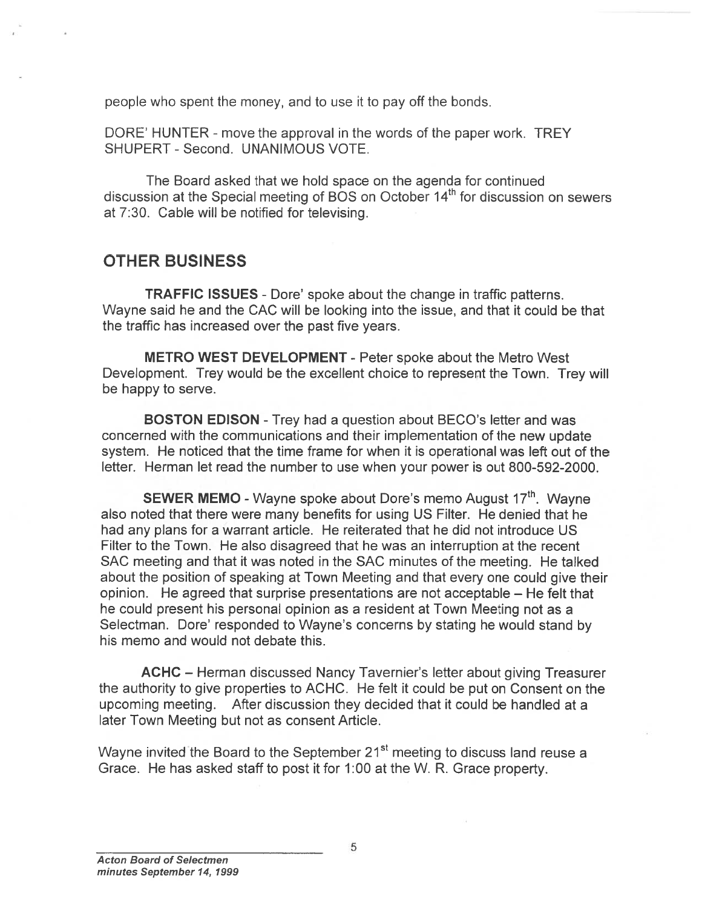people who spent the money, and to use it to pay off the bonds.

DORE' HUNTER - move the approval in the words of the paper work. TREY SHUPERT - Second. UNANIMOUS VOTE.

The Board asked that we hold space on the agenda for continued discussion at the Special meeting of BOS on October 14th for discussion on sewers at 7:30. Cable will be notified for televising.

## OTHER BUSINESS

**TRAFFIC ISSUES** - Dore' spoke about the change in traffic patterns. Wayne said he and the CAC will be looking into the issue, and that it could be that the traffic has increased over the past five years.

**METRO WEST DEVELOPMENT** - Peter spoke about the Metro West Development. Trey would be the excellent choice to represent the Town. Trey will be happy to serve.

**BOSTON EDISON** - Trey had a question about BECO's letter and was concerned with the communications and their implementation of the new update system. He noticed that the time frame for when it is operational was left out of the letter. Herman let read the number to use when your power is out 800-592-2000.

**SEWER MEMO** - Wayne spoke about Dore's memo August 17th. Wayne also noted that there were many benefits for using US Filter. He denied that he had any plans for a warrant article. He reiterated that he did not introduce US Filter to the Town. He also disagreed that he was an interruption at the recent SAC meeting and that it was noted in the SAC minutes of the meeting. He talked about the position of speaking at Town Meeting and that every one could give their opinion. He agreed that surprise presentations are not acceptable – He felt that he could present his personal opinion as a resident at Town Meeting not as a Selectman. Dore' responded to Wayne's concerns by stating he would stand by his memo and would not debate this.

**ACHC** – Herman discussed Nancy Tavernier's letter about giving Treasurer the authority to give properties to ACHC. He felt it could be put on Consent on the upcoming meeting. After discussion they decided that it could be handled at a later Town Meeting but not as consent Article.

Wayne invited the Board to the September 21st meeting to discuss land reuse a Grace. He has asked staff to post it for 1:00 at the W. R. Grace property.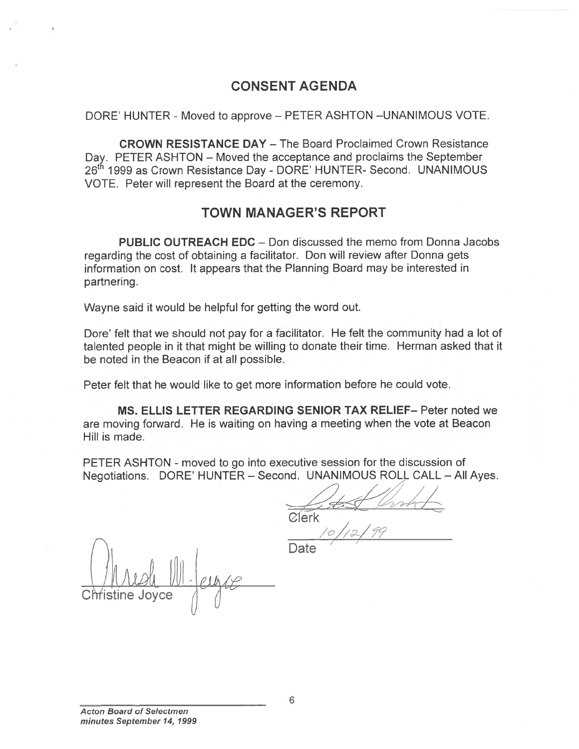## CONSENT AGENDA

DORE' HUNTER - Moved to approve – PETER ASHTON –UNANIMOUS VOTE.

**CROWN RESISTANCE DAY** – The Board Proclaimed Crown Resistance Day. PETER ASHTON – Moved the acceptance and proclaims the September 26th 1999 as Crown Resistance Day - DORE' HUNTER- Second. UNANIMOUS VOTE. Peter will represent the Board at the ceremony.

## TOWN MANAGER'S REPORT

**PUBLIC OUTREACH EDC** – Don discussed the memo from Donna Jacobs regarding the cost of obtaining a facilitator. Don will review after Donna gets information on cost. It appears that the Planning Board may be interested in partnering.

Wayne said it would be helpful for getting the word out.

Dore' felt that we should not pay for a facilitator. He felt the community had a lot of talented people in it that might be willing to donate their time. Herman asked that it be noted in the Beacon if at all possible.

Peter felt that he would like to get more information before he could vote.

**MS. ELLIS LETTER REGARDING SENIOR TAX RELIEF**– Peter noted we are moving forward. He is waiting on having a meeting when the vote at Beacon Hill is made.

PETER ASHTON - moved to go into executive session for the discussion of Negotiations. DORE' HUNTER – Second. UNANIMOUS ROLL CALL – All Ayes.

Clerk

10/12/99
Date

Christine Joyce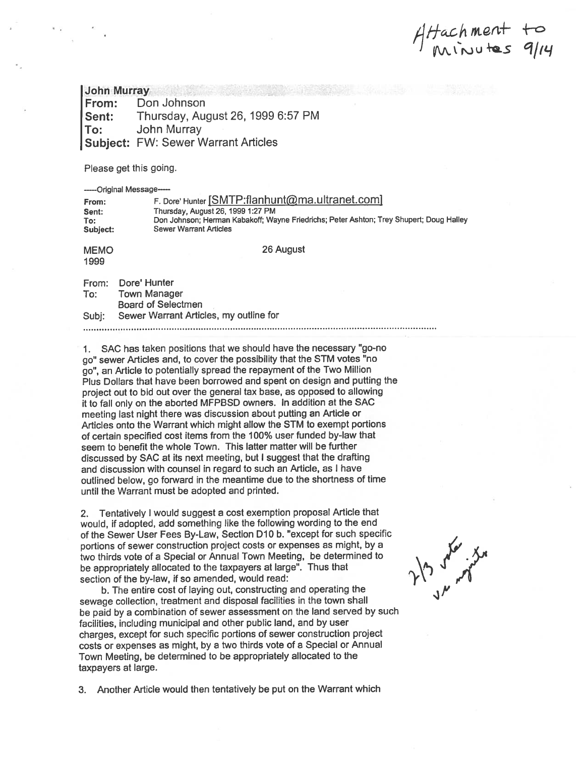Attachment to Minutes 9/14

**John Murray**
**From:** Don Johnson
**Sent:** Thursday, August 26, 1999 6:57 PM
**To:** John Murray
**Subject:** FW: Sewer Warrant Articles

Please get this going.

-----Original Message-----
**From:** F. Dore' Hunter [SMTP:flanhunt@ma.ultranet.com]
**Sent:** Thursday, August 26, 1999 1:27 PM
**To:** Don Johnson; Herman Kabakoff; Wayne Friedrichs; Peter Ashton; Trey Shupert; Doug Halley
**Subject:** Sewer Warrant Articles

MEMO 26 August
1999

From: Dore' Hunter
To: Town Manager
Board of Selectmen
Subj: Sewer Warrant Articles, my outline for

.......................................................................................................................................

1. SAC has taken positions that we should have the necessary "go-no go" sewer Articles and, to cover the possibility that the STM votes "no go", an Article to potentially spread the repayment of the Two Million Plus Dollars that have been borrowed and spent on design and putting the project out to bid out over the general tax base, as opposed to allowing it to fall only on the aborted MFPBSD owners. In addition at the SAC meeting last night there was discussion about putting an Article or Articles onto the Warrant which might allow the STM to exempt portions of certain specified cost items from the 100% user funded by-law that seem to benefit the whole Town. This latter matter will be further discussed by SAC at its next meeting, but I suggest that the drafting and discussion with counsel in regard to such an Article, as I have outlined below, go forward in the meantime due to the shortness of time until the Warrant must be adopted and printed.

2. Tentatively I would suggest a cost exemption proposal Article that would, if adopted, add something like the following wording to the end of the Sewer User Fees By-Law, Section D10 b. "except for such specific portions of sewer construction project costs or expenses as might, by a two thirds vote of a Special or Annual Town Meeting, be determined to be appropriately allocated to the taxpayers at large". Thus that section of the by-law, if so amended, would read:

2/3 vote vs majority

b. The entire cost of laying out, constructing and operating the sewage collection, treatment and disposal facilities in the town shall be paid by a combination of sewer assessment on the land served by such facilities, including municipal and other public land, and by user charges, except for such specific portions of sewer construction project costs or expenses as might, by a two thirds vote of a Special or Annual Town Meeting, be determined to be appropriately allocated to the taxpayers at large.

3. Another Article would then tentatively be put on the Warrant which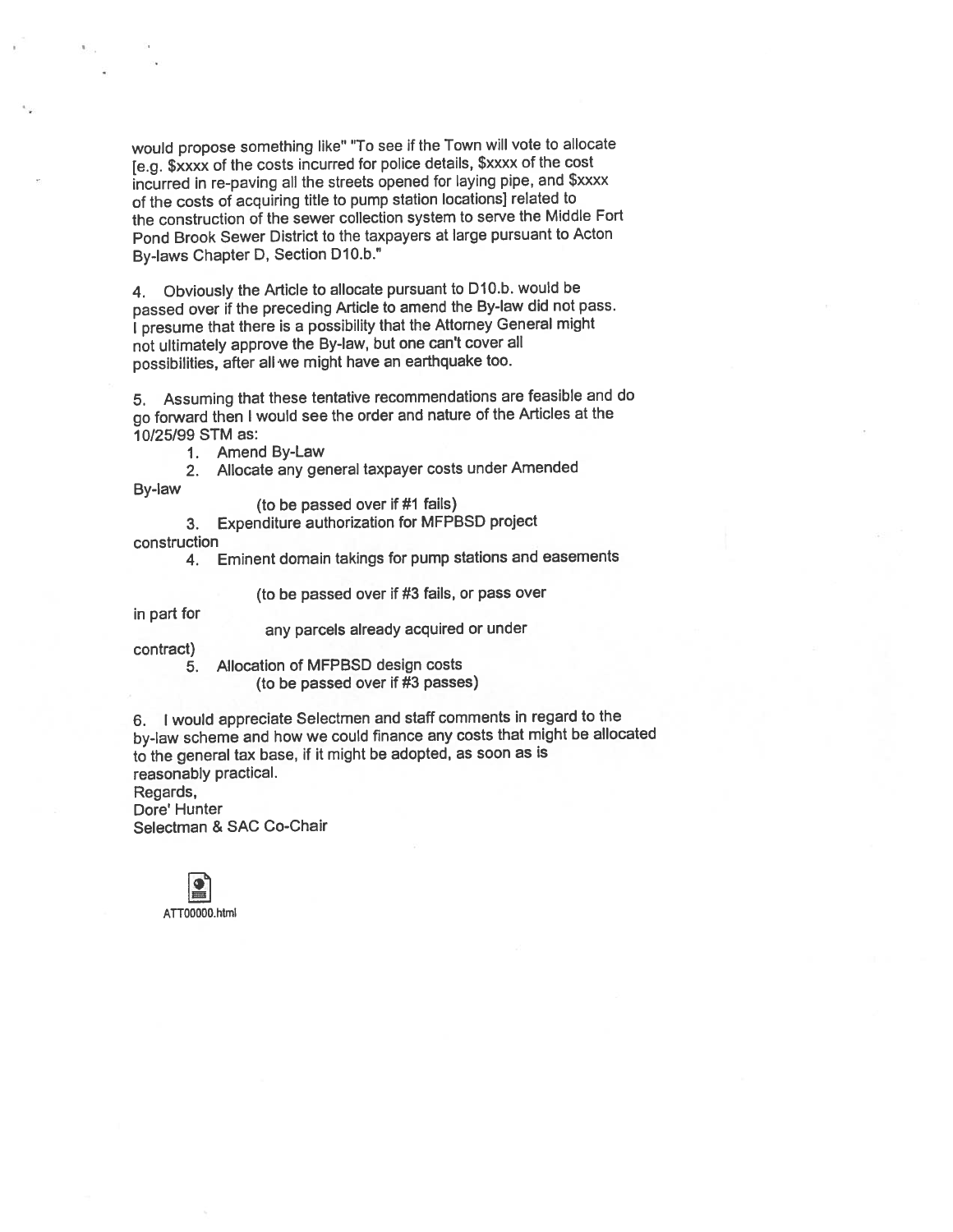would propose something like" "To see if the Town will vote to allocate [e.g. $xxxx of the costs incurred for police details, $xxxx of the cost incurred in re-paving all the streets opened for laying pipe, and $xxxx of the costs of acquiring title to pump station locations] related to the construction of the sewer collection system to serve the Middle Fort Pond Brook Sewer District to the taxpayers at large pursuant to Acton By-laws Chapter D, Section D10.b."

4. Obviously the Article to allocate pursuant to D10.b. would be passed over if the preceding Article to amend the By-law did not pass. I presume that there is a possibility that the Attorney General might not ultimately approve the By-law, but one can't cover all possibilities, after all we might have an earthquake too.

5. Assuming that these tentative recommendations are feasible and do go forward then I would see the order and nature of the Articles at the 10/25/99 STM as:

1. Amend By-Law
2. Allocate any general taxpayer costs under Amended By-law
   (to be passed over if #1 fails)
3. Expenditure authorization for MFPBSD project construction
4. Eminent domain takings for pump stations and easements
   (to be passed over if #3 fails, or pass over in part for any parcels already acquired or under contract)
5. Allocation of MFPBSD design costs
   (to be passed over if #3 passes)

6. I would appreciate Selectmen and staff comments in regard to the by-law scheme and how we could finance any costs that might be allocated to the general tax base, if it might be adopted, as soon as is reasonably practical.

Regards,
Dore' Hunter
Selectman & SAC Co-Chair

ATT00000.html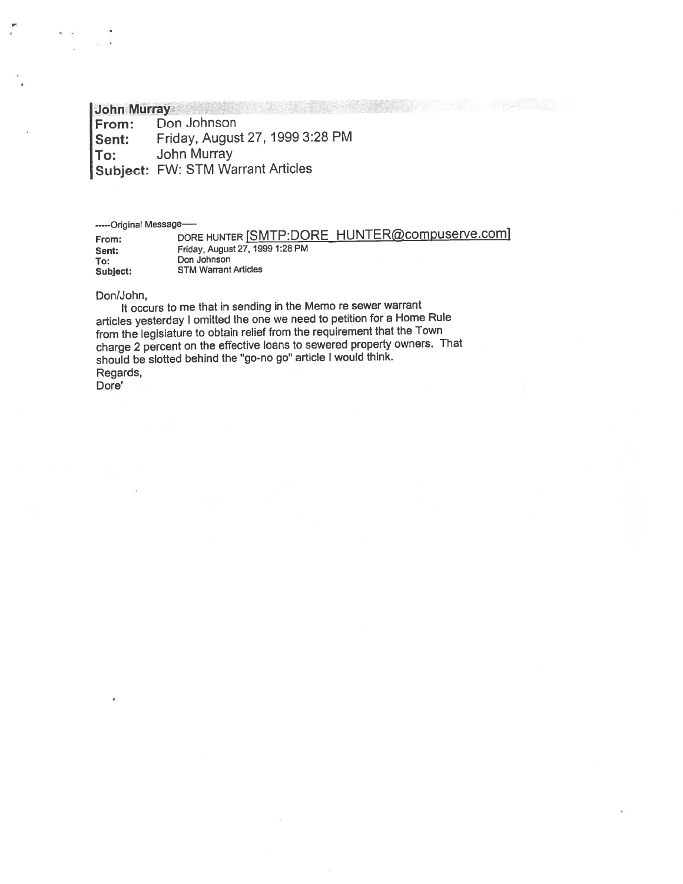**John Murray**

**From:** Don Johnson
**Sent:** Friday, August 27, 1999 3:28 PM
**To:** John Murray
**Subject:** FW: STM Warrant Articles

-----Original Message-----

**From:** DORE HUNTER [SMTP:DORE_HUNTER@compuserve.com]
**Sent:** Friday, August 27, 1999 1:28 PM
**To:** Don Johnson
**Subject:** STM Warrant Articles

Don/John,

It occurs to me that in sending in the Memo re sewer warrant articles yesterday I omitted the one we need to petition for a Home Rule from the legislature to obtain relief from the requirement that the Town charge 2 percent on the effective loans to sewered property owners. That should be slotted behind the "go-no go" article I would think.

Regards,
Dore'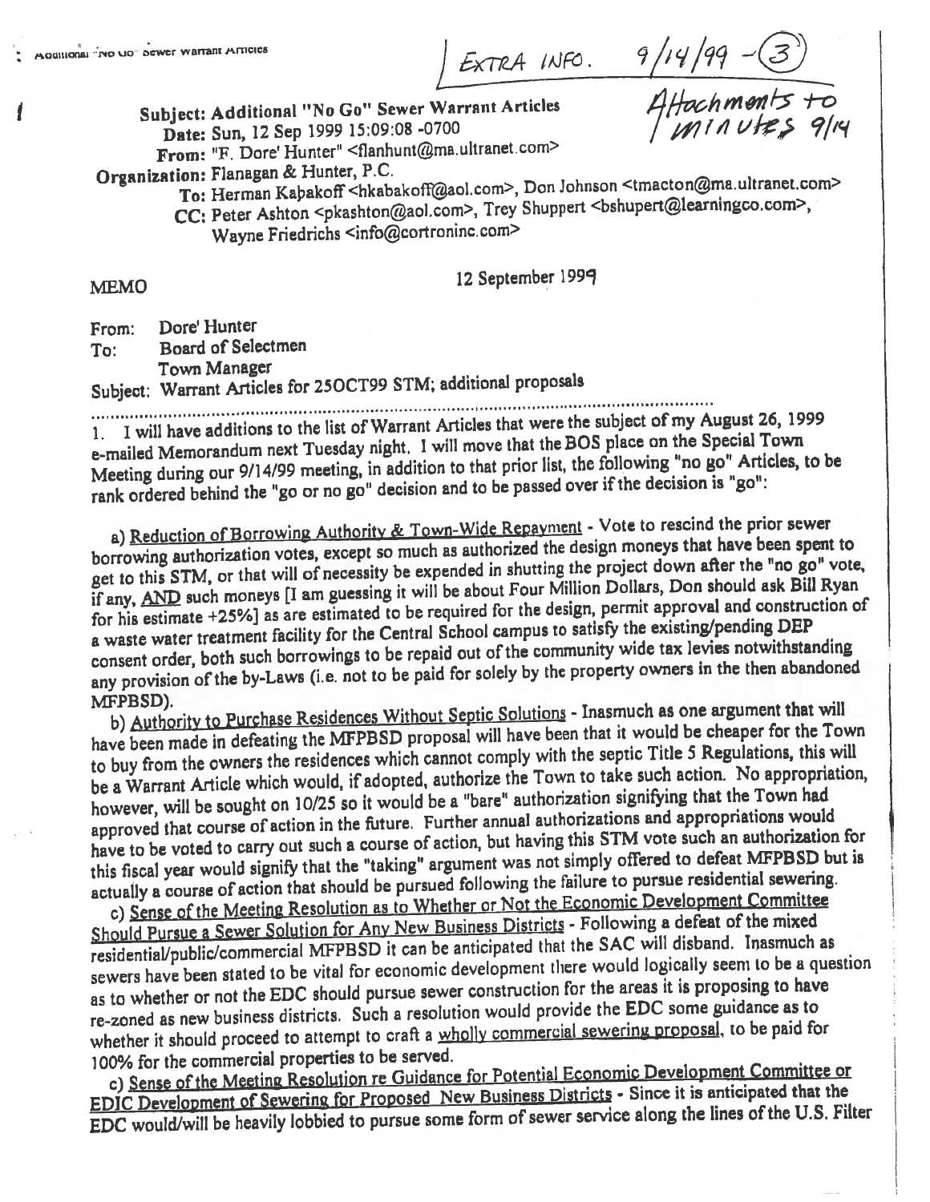Additional "No Go" Sewer Warrant Articles

EXTRA INFO. 9/14/99 - (3)

Attachments to minutes 9/14

**Subject:** Additional "No Go" Sewer Warrant Articles
**Date:** Sun, 12 Sep 1999 15:09:08 -0700
**From:** "F. Dore' Hunter" <flanhunt@ma.ultranet.com>
**Organization:** Flanagan & Hunter, P.C.
**To:** Herman Kabakoff <hkabakoff@aol.com>, Don Johnson <tmacton@ma.ultranet.com>
**CC:** Peter Ashton <pkashton@aol.com>, Trey Shuppert <bshupert@learningco.com>, Wayne Friedrichs <info@cortroninc.com>

MEMO

12 September 1999

From: Dore' Hunter
To: Board of Selectmen
Town Manager
Subject: Warrant Articles for 25OCT99 STM; additional proposals

.......................................................................................................................

1. I will have additions to the list of Warrant Articles that were the subject of my August 26, 1999 e-mailed Memorandum next Tuesday night. I will move that the BOS place on the Special Town Meeting during our 9/14/99 meeting, in addition to that prior list, the following "no go" Articles, to be rank ordered behind the "go or no go" decision and to be passed over if the decision is "go":

a) Reduction of Borrowing Authority & Town-Wide Repayment - Vote to rescind the prior sewer borrowing authorization votes, except so much as authorized the design moneys that have been spent to get to this STM, or that will of necessity be expended in shutting the project down after the "no go" vote, if any, AND such moneys [I am guessing it will be about Four Million Dollars, Don should ask Bill Ryan for his estimate +25%] as are estimated to be required for the design, permit approval and construction of a waste water treatment facility for the Central School campus to satisfy the existing/pending DEP consent order, both such borrowings to be repaid out of the community wide tax levies notwithstanding any provision of the by-Laws (i.e. not to be paid for solely by the property owners in the then abandoned MFPBSD).

b) Authority to Purchase Residences Without Septic Solutions - Inasmuch as one argument that will have been made in defeating the MFPBSD proposal will have been that it would be cheaper for the Town to buy from the owners the residences which cannot comply with the septic Title 5 Regulations, this will be a Warrant Article which would, if adopted, authorize the Town to take such action. No appropriation, however, will be sought on 10/25 so it would be a "bare" authorization signifying that the Town had approved that course of action in the future. Further annual authorizations and appropriations would have to be voted to carry out such a course of action, but having this STM vote such an authorization for this fiscal year would signify that the "taking" argument was not simply offered to defeat MFPBSD but is actually a course of action that should be pursued following the failure to pursue residential sewering.

c) Sense of the Meeting Resolution as to Whether or Not the Economic Development Committee Should Pursue a Sewer Solution for Any New Business Districts - Following a defeat of the mixed residential/public/commercial MFPBSD it can be anticipated that the SAC will disband. Inasmuch as sewers have been stated to be vital for economic development there would logically seem to be a question as to whether or not the EDC should pursue sewer construction for the areas it is proposing to have re-zoned as new business districts. Such a resolution would provide the EDC some guidance as to whether it should proceed to attempt to craft a wholly commercial sewering proposal, to be paid for 100% for the commercial properties to be served.

c) Sense of the Meeting Resolution re Guidance for Potential Economic Development Committee or EDIC Development of Sewering for Proposed New Business Districts - Since it is anticipated that the EDC would/will be heavily lobbied to pursue some form of sewer service along the lines of the U.S. Filter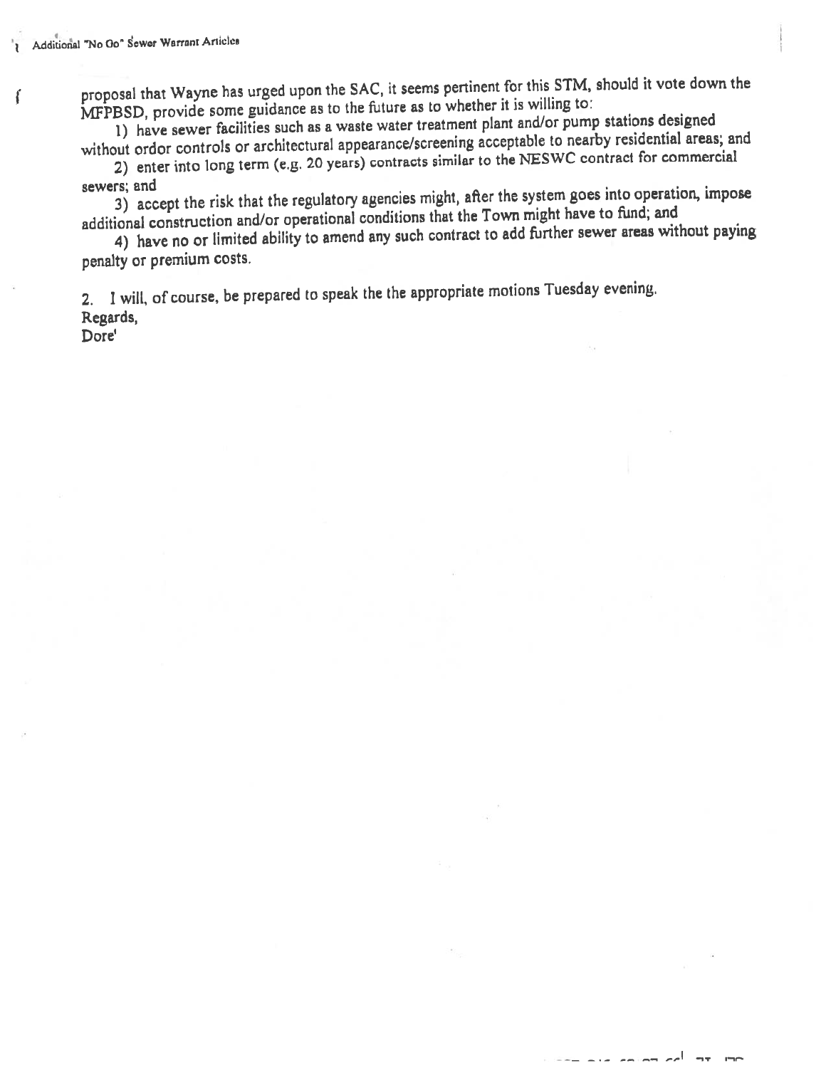proposal that Wayne has urged upon the SAC, it seems pertinent for this STM, should it vote down the MFPBSD, provide some guidance as to the future as to whether it is willing to:

1) have sewer facilities such as a waste water treatment plant and/or pump stations designed without ordor controls or architectural appearance/screening acceptable to nearby residential areas; and

2) enter into long term (e.g. 20 years) contracts similar to the NESWC contract for commercial sewers; and

3) accept the risk that the regulatory agencies might, after the system goes into operation, impose additional construction and/or operational conditions that the Town might have to fund; and

4) have no or limited ability to amend any such contract to add further sewer areas without paying penalty or premium costs.

2. I will, of course, be prepared to speak the the appropriate motions Tuesday evening.

Regards,

Dore'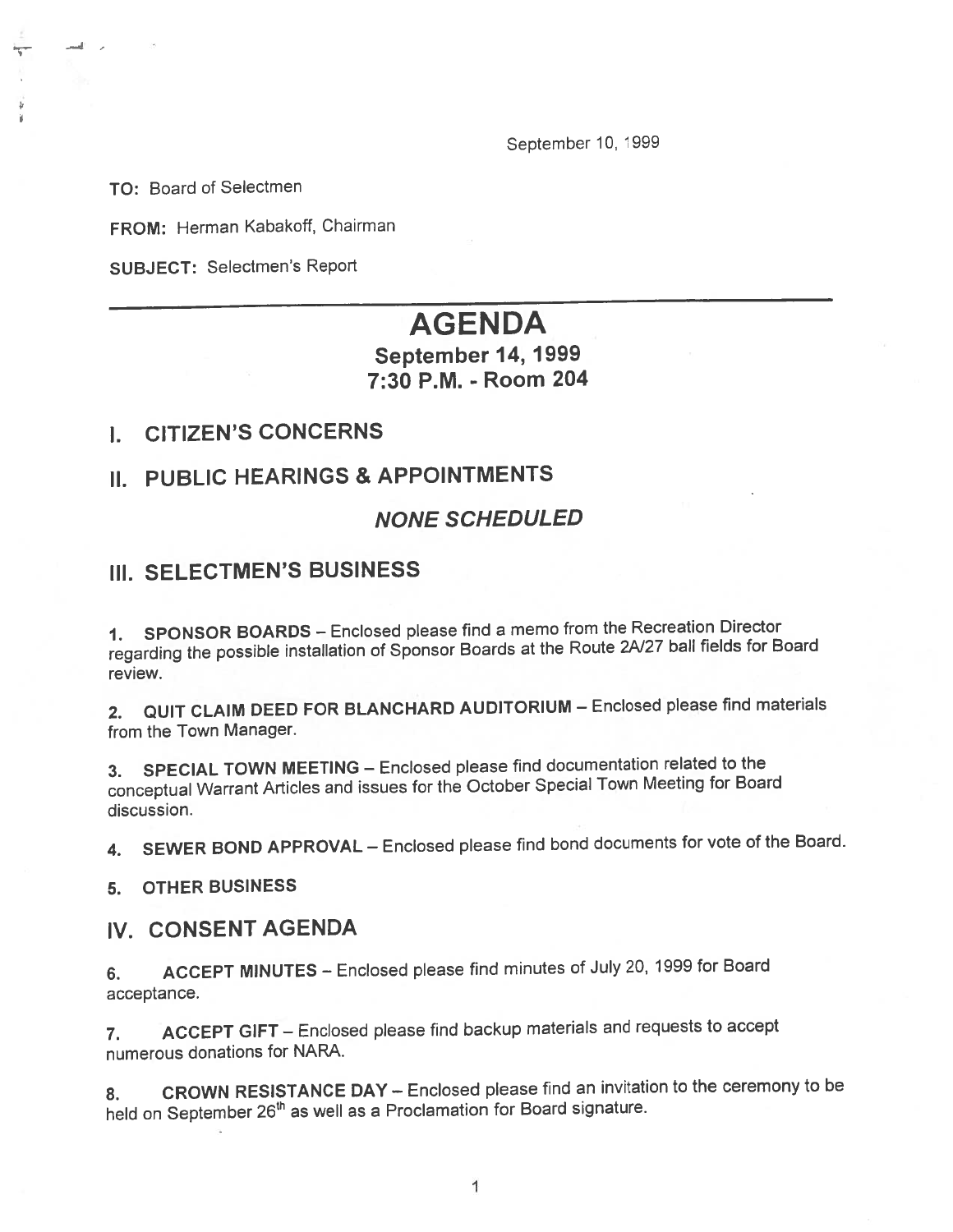September 10, 1999

**TO:** Board of Selectmen

**FROM:** Herman Kabakoff, Chairman

**SUBJECT:** Selectmen's Report

---

# AGENDA

## September 14, 1999
## 7:30 P.M. - Room 204

## I. CITIZEN'S CONCERNS

## II. PUBLIC HEARINGS & APPOINTMENTS

### *NONE SCHEDULED*

## III. SELECTMEN'S BUSINESS

1. **SPONSOR BOARDS** – Enclosed please find a memo from the Recreation Director regarding the possible installation of Sponsor Boards at the Route 2A/27 ball fields for Board review.

2. **QUIT CLAIM DEED FOR BLANCHARD AUDITORIUM** – Enclosed please find materials from the Town Manager.

3. **SPECIAL TOWN MEETING** – Enclosed please find documentation related to the conceptual Warrant Articles and issues for the October Special Town Meeting for Board discussion.

4. **SEWER BOND APPROVAL** – Enclosed please find bond documents for vote of the Board.

5. **OTHER BUSINESS**

## IV. CONSENT AGENDA

6. **ACCEPT MINUTES** – Enclosed please find minutes of July 20, 1999 for Board acceptance.

7. **ACCEPT GIFT** – Enclosed please find backup materials and requests to accept numerous donations for NARA.

8. **CROWN RESISTANCE DAY** – Enclosed please find an invitation to the ceremony to be held on September 26th as well as a Proclamation for Board signature.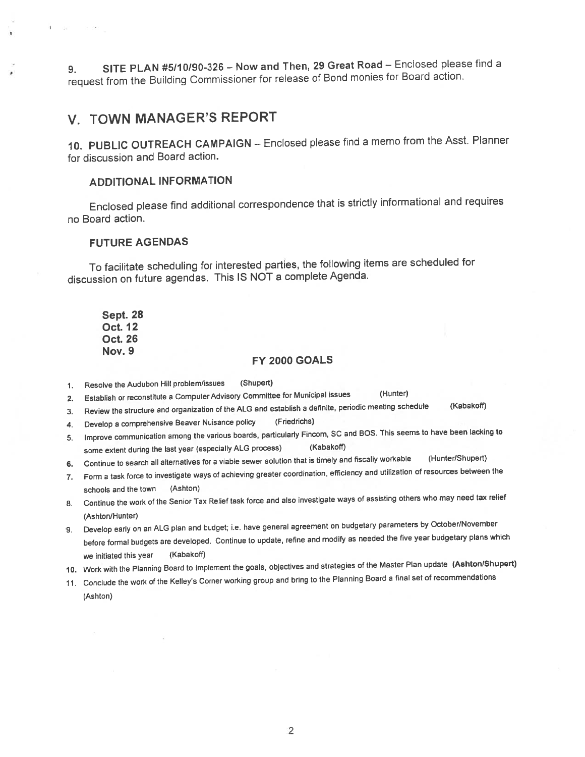9. **SITE PLAN #5/10/90-326 – Now and Then, 29 Great Road** – Enclosed please find a request from the Building Commissioner for release of Bond monies for Board action.

## V. TOWN MANAGER'S REPORT

**10. PUBLIC OUTREACH CAMPAIGN** – Enclosed please find a memo from the Asst. Planner for discussion and Board action.

### ADDITIONAL INFORMATION

Enclosed please find additional correspondence that is strictly informational and requires no Board action.

### FUTURE AGENDAS

To facilitate scheduling for interested parties, the following items are scheduled for discussion on future agendas. This IS NOT a complete Agenda.

**Sept. 28**
**Oct. 12**
**Oct. 26**
**Nov. 9**

### FY 2000 GOALS

1. Resolve the Audubon Hill problem/issues (Shupert)
2. Establish or reconstitute a Computer Advisory Committee for Municipal issues (Hunter)
3. Review the structure and organization of the ALG and establish a definite, periodic meeting schedule (Kabakoff)
4. Develop a comprehensive Beaver Nuisance policy (Friedrichs)
5. Improve communication among the various boards, particularly Fincom, SC and BOS. This seems to have been lacking to some extent during the last year (especially ALG process) (Kabakoff)
6. Continue to search all alternatives for a viable sewer solution that is timely and fiscally workable (Hunter/Shupert)
7. Form a task force to investigate ways of achieving greater coordination, efficiency and utilization of resources between the schools and the town (Ashton)
8. Continue the work of the Senior Tax Relief task force and also investigate ways of assisting others who may need tax relief (Ashton/Hunter)
9. Develop early on an ALG plan and budget; i.e. have general agreement on budgetary parameters by October/November before formal budgets are developed. Continue to update, refine and modify as needed the five year budgetary plans which we initiated this year (Kabakoff)
10. Work with the Planning Board to implement the goals, objectives and strategies of the Master Plan update **(Ashton/Shupert)**
11. Conclude the work of the Kelley's Corner working group and bring to the Planning Board a final set of recommendations (Ashton)